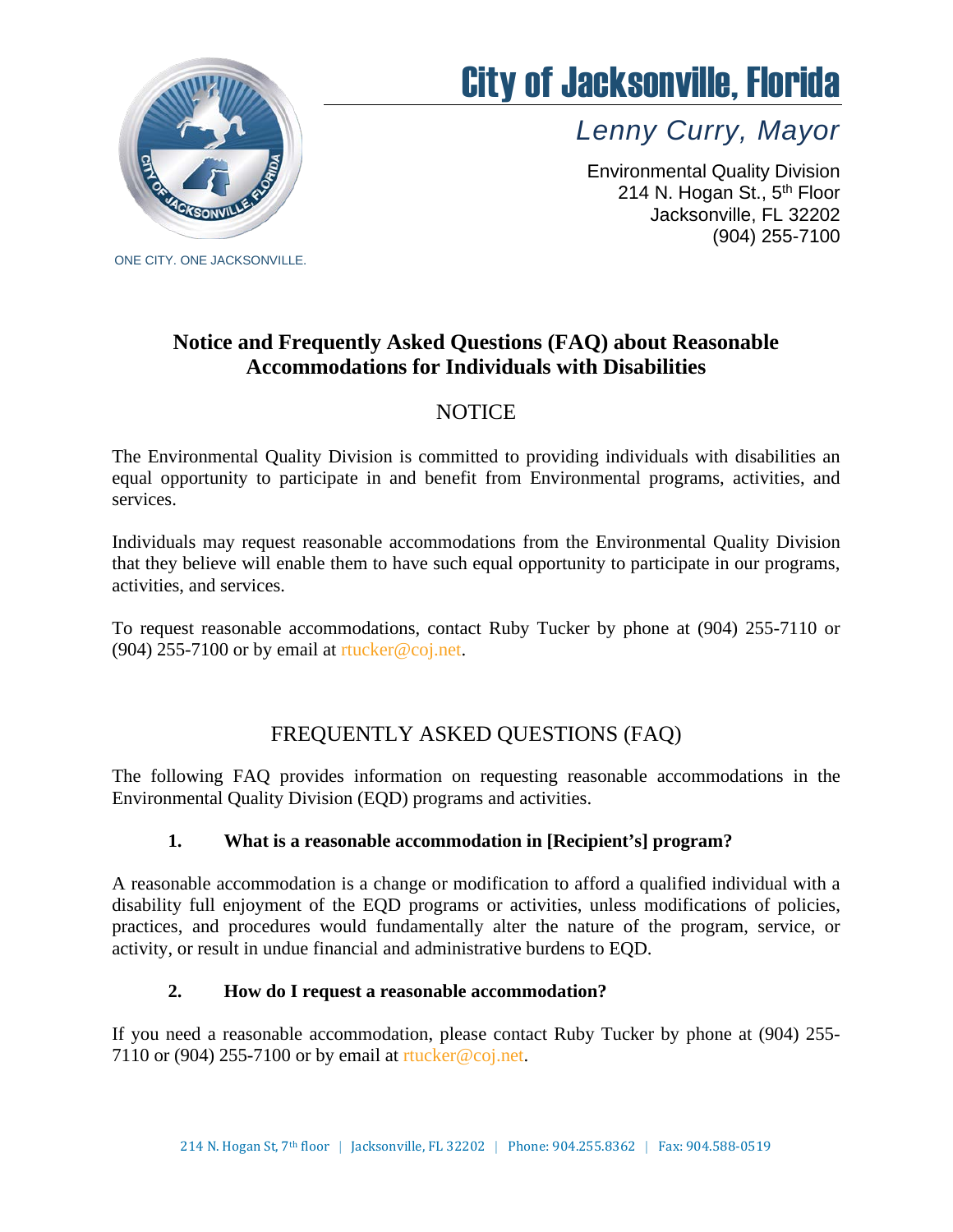# City of Jacksonville, Florida

*Lenny Curry, Mayor*

Environmental Quality Division
214 N. Hogan St., 5th Floor
Jacksonville, FL 32202
(904) 255-7100

ONE CITY. ONE JACKSONVILLE.

## Notice and Frequently Asked Questions (FAQ) about Reasonable Accommodations for Individuals with Disabilities

### NOTICE

The Environmental Quality Division is committed to providing individuals with disabilities an equal opportunity to participate in and benefit from Environmental programs, activities, and services.

Individuals may request reasonable accommodations from the Environmental Quality Division that they believe will enable them to have such equal opportunity to participate in our programs, activities, and services.

To request reasonable accommodations, contact Ruby Tucker by phone at (904) 255-7110 or (904) 255-7100 or by email at rtucker@coj.net.

### FREQUENTLY ASKED QUESTIONS (FAQ)

The following FAQ provides information on requesting reasonable accommodations in the Environmental Quality Division (EQD) programs and activities.

**1. What is a reasonable accommodation in [Recipient's] program?**

A reasonable accommodation is a change or modification to afford a qualified individual with a disability full enjoyment of the EQD programs or activities, unless modifications of policies, practices, and procedures would fundamentally alter the nature of the program, service, or activity, or result in undue financial and administrative burdens to EQD.

**2. How do I request a reasonable accommodation?**

If you need a reasonable accommodation, please contact Ruby Tucker by phone at (904) 255-7110 or (904) 255-7100 or by email at rtucker@coj.net.

214 N. Hogan St, 7th floor | Jacksonville, FL 32202 | Phone: 904.255.8362 | Fax: 904.588-0519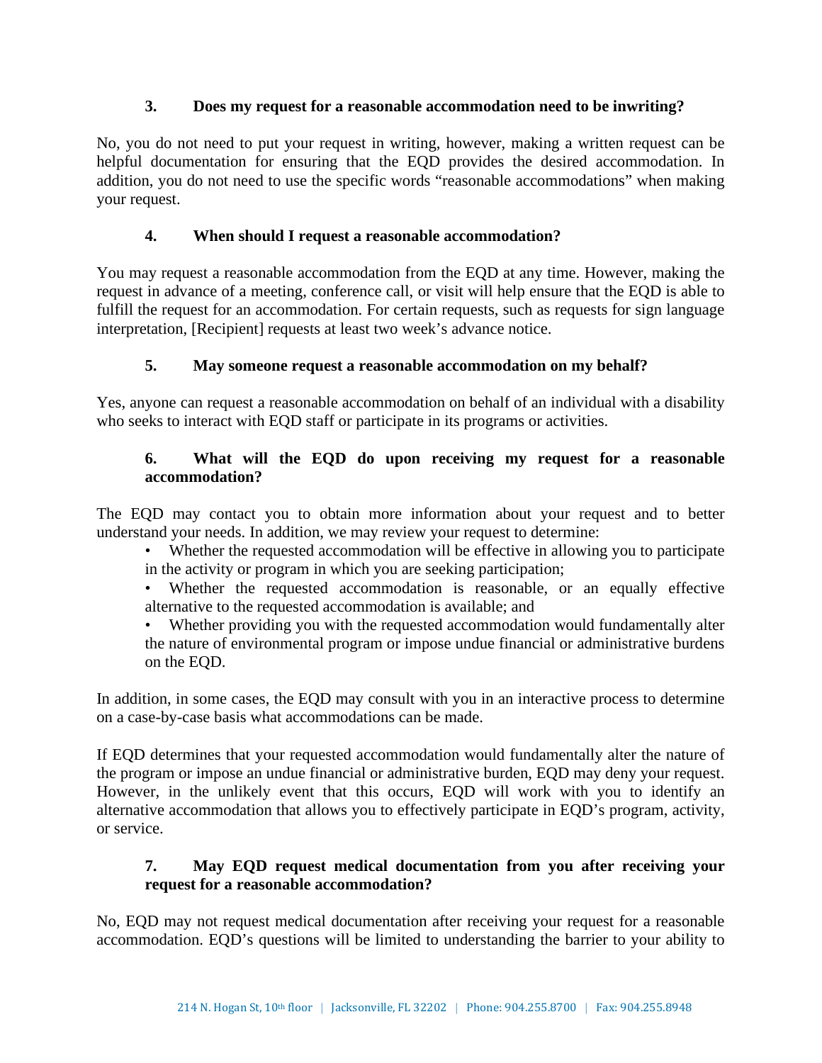### 3. Does my request for a reasonable accommodation need to be inwriting?

No, you do not need to put your request in writing, however, making a written request can be helpful documentation for ensuring that the EQD provides the desired accommodation. In addition, you do not need to use the specific words "reasonable accommodations" when making your request.

### 4. When should I request a reasonable accommodation?

You may request a reasonable accommodation from the EQD at any time. However, making the request in advance of a meeting, conference call, or visit will help ensure that the EQD is able to fulfill the request for an accommodation. For certain requests, such as requests for sign language interpretation, [Recipient] requests at least two week's advance notice.

### 5. May someone request a reasonable accommodation on my behalf?

Yes, anyone can request a reasonable accommodation on behalf of an individual with a disability who seeks to interact with EQD staff or participate in its programs or activities.

### 6. What will the EQD do upon receiving my request for a reasonable accommodation?

The EQD may contact you to obtain more information about your request and to better understand your needs. In addition, we may review your request to determine:

- Whether the requested accommodation will be effective in allowing you to participate in the activity or program in which you are seeking participation;
- Whether the requested accommodation is reasonable, or an equally effective alternative to the requested accommodation is available; and
- Whether providing you with the requested accommodation would fundamentally alter the nature of environmental program or impose undue financial or administrative burdens on the EQD.

In addition, in some cases, the EQD may consult with you in an interactive process to determine on a case-by-case basis what accommodations can be made.

If EQD determines that your requested accommodation would fundamentally alter the nature of the program or impose an undue financial or administrative burden, EQD may deny your request. However, in the unlikely event that this occurs, EQD will work with you to identify an alternative accommodation that allows you to effectively participate in EQD's program, activity, or service.

### 7. May EQD request medical documentation from you after receiving your request for a reasonable accommodation?

No, EQD may not request medical documentation after receiving your request for a reasonable accommodation. EQD's questions will be limited to understanding the barrier to your ability to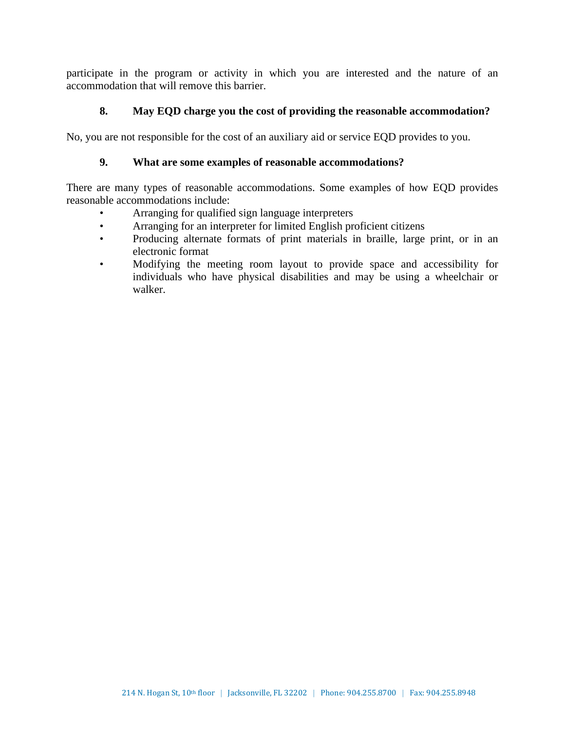participate in the program or activity in which you are interested and the nature of an accommodation that will remove this barrier.

### 8. May EQD charge you the cost of providing the reasonable accommodation?

No, you are not responsible for the cost of an auxiliary aid or service EQD provides to you.

### 9. What are some examples of reasonable accommodations?

There are many types of reasonable accommodations. Some examples of how EQD provides reasonable accommodations include:

- Arranging for qualified sign language interpreters
- Arranging for an interpreter for limited English proficient citizens
- Producing alternate formats of print materials in braille, large print, or in an electronic format
- Modifying the meeting room layout to provide space and accessibility for individuals who have physical disabilities and may be using a wheelchair or walker.